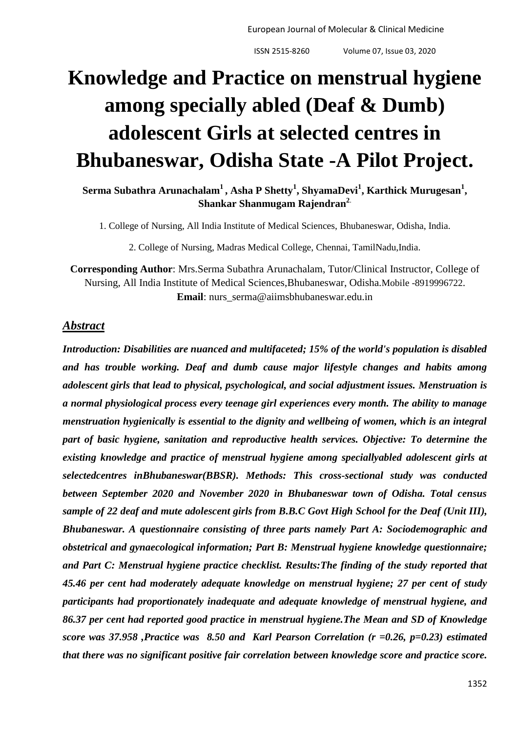# Knowledge and Practice on menstrual hygiene among specially abled (Deaf & Dumb) adolescent Girls at selected centres in Bhubaneswar, Odisha State -A Pilot Project.

**Serma Subathra Arunachalam[1] , Asha P Shetty[1], ShyamaDevi[1], Karthick Murugesan[1], Shankar Shanmugam Rajendran[2].**

1. College of Nursing, All India Institute of Medical Sciences, Bhubaneswar, Odisha, India.

2. College of Nursing, Madras Medical College, Chennai, TamilNadu,India.

**Corresponding Author**: Mrs.Serma Subathra Arunachalam, Tutor/Clinical Instructor, College of Nursing, All India Institute of Medical Sciences,Bhubaneswar, Odisha.Mobile -8919996722.
**Email**: nurs_serma@aiimsbhubaneswar.edu.in

## *Abstract*

***Introduction: Disabilities are nuanced and multifaceted; 15% of the world's population is disabled and has trouble working. Deaf and dumb cause major lifestyle changes and habits among adolescent girls that lead to physical, psychological, and social adjustment issues. Menstruation is a normal physiological process every teenage girl experiences every month. The ability to manage menstruation hygienically is essential to the dignity and wellbeing of women, which is an integral part of basic hygiene, sanitation and reproductive health services. Objective: To determine the existing knowledge and practice of menstrual hygiene among speciallyabled adolescent girls at selectedcentres inBhubaneswar(BBSR). Methods: This cross-sectional study was conducted between September 2020 and November 2020 in Bhubaneswar town of Odisha. Total census sample of 22 deaf and mute adolescent girls from B.B.C Govt High School for the Deaf (Unit III), Bhubaneswar. A questionnaire consisting of three parts namely Part A: Sociodemographic and obstetrical and gynaecological information; Part B: Menstrual hygiene knowledge questionnaire; and Part C: Menstrual hygiene practice checklist. Results:The finding of the study reported that 45.46 per cent had moderately adequate knowledge on menstrual hygiene; 27 per cent of study participants had proportionately inadequate and adequate knowledge of menstrual hygiene, and 86.37 per cent had reported good practice in menstrual hygiene.The Mean and SD of Knowledge score was 37.958 ,Practice was 8.50 and Karl Pearson Correlation (r =0.26, p=0.23) estimated that there was no significant positive fair correlation between knowledge score and practice score.***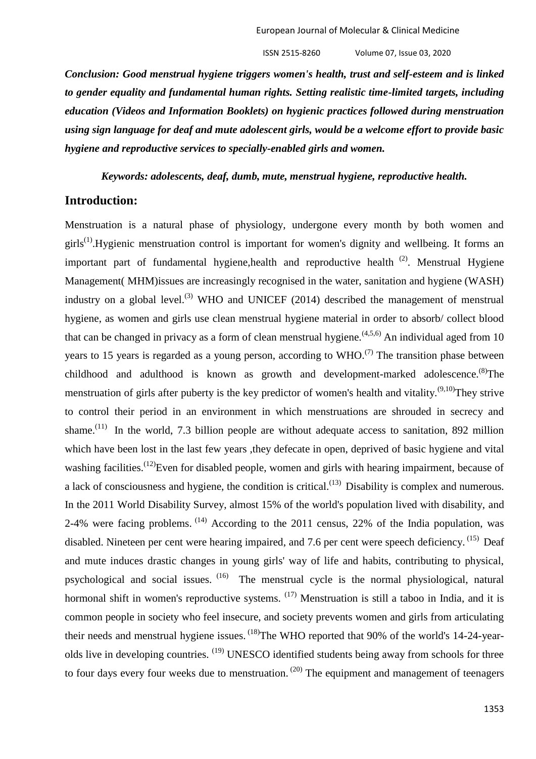***Conclusion: Good menstrual hygiene triggers women's health, trust and self-esteem and is linked to gender equality and fundamental human rights. Setting realistic time-limited targets, including education (Videos and Information Booklets) on hygienic practices followed during menstruation using sign language for deaf and mute adolescent girls, would be a welcome effort to provide basic hygiene and reproductive services to specially-enabled girls and women.***

***Keywords: adolescents, deaf, dumb, mute, menstrual hygiene, reproductive health.***

## Introduction:

Menstruation is a natural phase of physiology, undergone every month by both women and girls[1].Hygienic menstruation control is important for women's dignity and wellbeing. It forms an important part of fundamental hygiene,health and reproductive health [2]. Menstrual Hygiene Management( MHM)issues are increasingly recognised in the water, sanitation and hygiene (WASH) industry on a global level.[3] WHO and UNICEF (2014) described the management of menstrual hygiene, as women and girls use clean menstrual hygiene material in order to absorb/ collect blood that can be changed in privacy as a form of clean menstrual hygiene.[4,5,6] An individual aged from 10 years to 15 years is regarded as a young person, according to WHO.[7] The transition phase between childhood and adulthood is known as growth and development-marked adolescence.[8]The menstruation of girls after puberty is the key predictor of women's health and vitality.[9,10]They strive to control their period in an environment in which menstruations are shrouded in secrecy and shame.[11] In the world, 7.3 billion people are without adequate access to sanitation, 892 million which have been lost in the last few years ,they defecate in open, deprived of basic hygiene and vital washing facilities.[12]Even for disabled people, women and girls with hearing impairment, because of a lack of consciousness and hygiene, the condition is critical.[13] Disability is complex and numerous. In the 2011 World Disability Survey, almost 15% of the world's population lived with disability, and 2-4% were facing problems. [14] According to the 2011 census, 22% of the India population, was disabled. Nineteen per cent were hearing impaired, and 7.6 per cent were speech deficiency. [15] Deaf and mute induces drastic changes in young girls' way of life and habits, contributing to physical, psychological and social issues. [16] The menstrual cycle is the normal physiological, natural hormonal shift in women's reproductive systems. [17] Menstruation is still a taboo in India, and it is common people in society who feel insecure, and society prevents women and girls from articulating their needs and menstrual hygiene issues. [18]The WHO reported that 90% of the world's 14-24-year-olds live in developing countries. [19] UNESCO identified students being away from schools for three to four days every four weeks due to menstruation. [20] The equipment and management of teenagers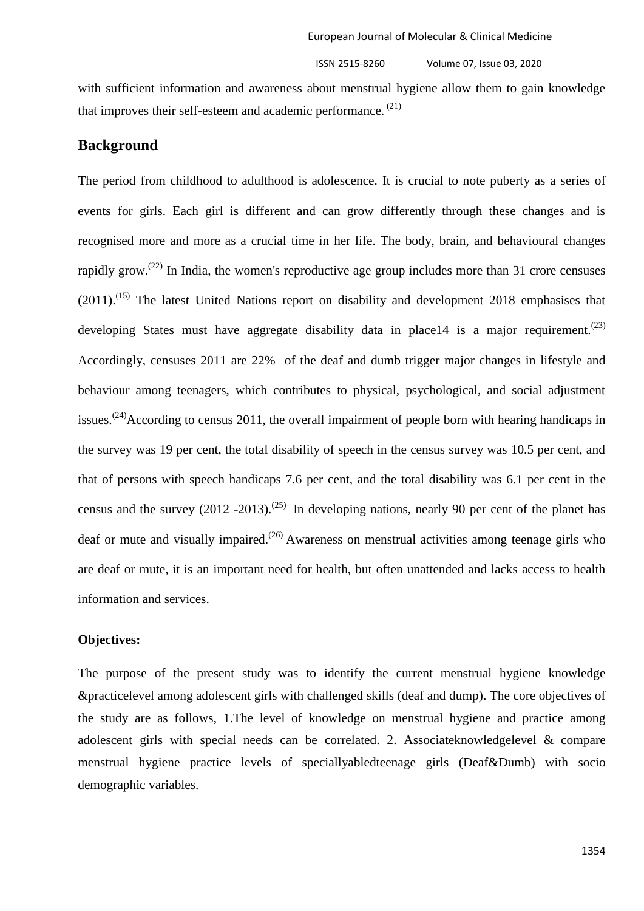with sufficient information and awareness about menstrual hygiene allow them to gain knowledge that improves their self-esteem and academic performance. [21]

## Background

The period from childhood to adulthood is adolescence. It is crucial to note puberty as a series of events for girls. Each girl is different and can grow differently through these changes and is recognised more and more as a crucial time in her life. The body, brain, and behavioural changes rapidly grow.[22] In India, the women's reproductive age group includes more than 31 crore censuses (2011).[15] The latest United Nations report on disability and development 2018 emphasises that developing States must have aggregate disability data in place14 is a major requirement.[23] Accordingly, censuses 2011 are 22% of the deaf and dumb trigger major changes in lifestyle and behaviour among teenagers, which contributes to physical, psychological, and social adjustment issues.[24]According to census 2011, the overall impairment of people born with hearing handicaps in the survey was 19 per cent, the total disability of speech in the census survey was 10.5 per cent, and that of persons with speech handicaps 7.6 per cent, and the total disability was 6.1 per cent in the census and the survey (2012 -2013).[25] In developing nations, nearly 90 per cent of the planet has deaf or mute and visually impaired.[26] Awareness on menstrual activities among teenage girls who are deaf or mute, it is an important need for health, but often unattended and lacks access to health information and services.

**Objectives:**

The purpose of the present study was to identify the current menstrual hygiene knowledge &practicelevel among adolescent girls with challenged skills (deaf and dump). The core objectives of the study are as follows, 1.The level of knowledge on menstrual hygiene and practice among adolescent girls with special needs can be correlated. 2. Associateknowledgelevel & compare menstrual hygiene practice levels of speciallyabledteenage girls (Deaf&Dumb) with socio demographic variables.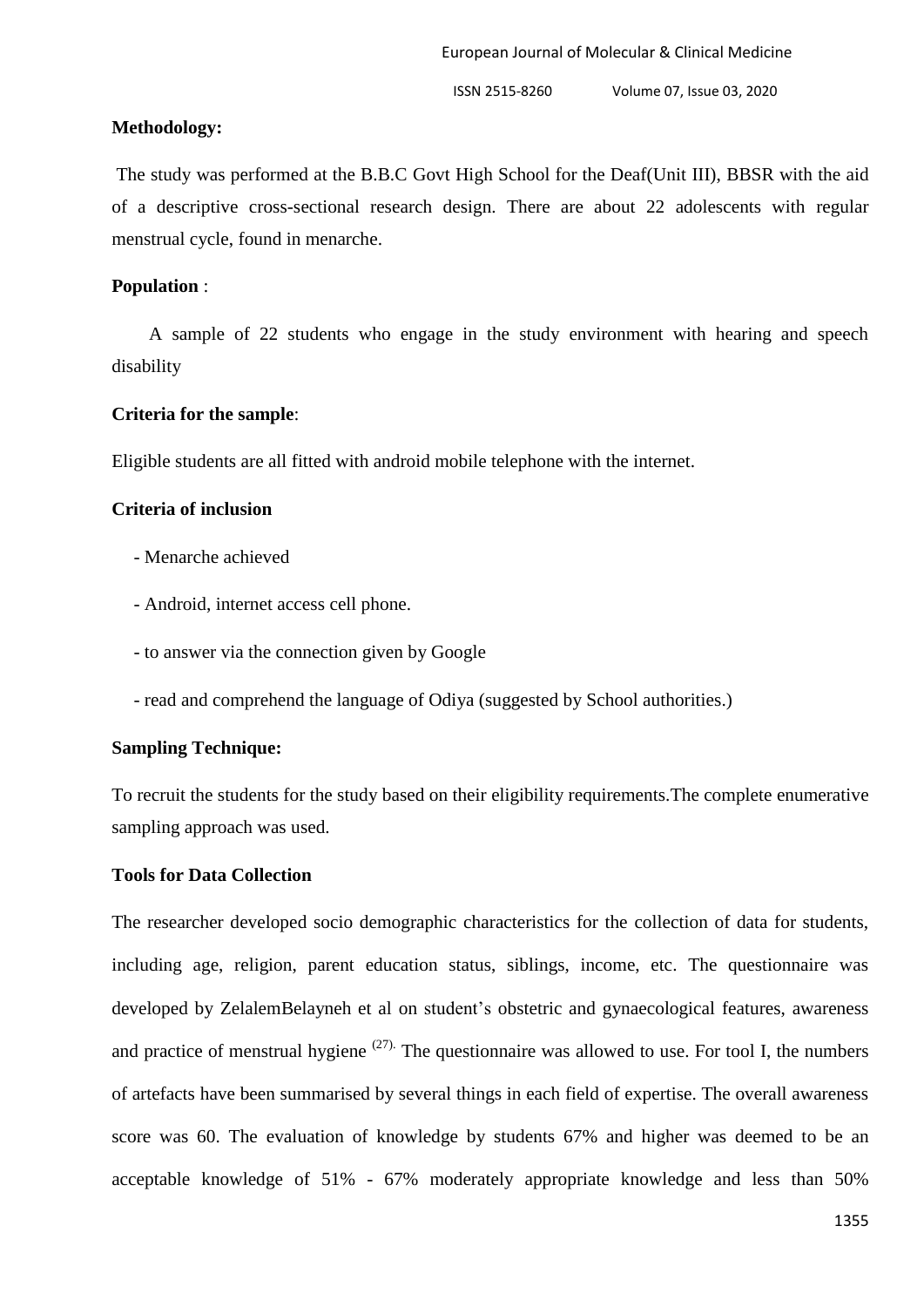**Methodology:**

The study was performed at the B.B.C Govt High School for the Deaf(Unit III), BBSR with the aid of a descriptive cross-sectional research design. There are about 22 adolescents with regular menstrual cycle, found in menarche.

**Population** :

A sample of 22 students who engage in the study environment with hearing and speech disability

**Criteria for the sample**:

Eligible students are all fitted with android mobile telephone with the internet.

**Criteria of inclusion**

- Menarche achieved
- Android, internet access cell phone.
- to answer via the connection given by Google
- read and comprehend the language of Odiya (suggested by School authorities.)

**Sampling Technique:**

To recruit the students for the study based on their eligibility requirements.The complete enumerative sampling approach was used.

**Tools for Data Collection**

The researcher developed socio demographic characteristics for the collection of data for students, including age, religion, parent education status, siblings, income, etc. The questionnaire was developed by ZelalemBelayneh et al on student's obstetric and gynaecological features, awareness and practice of menstrual hygiene [27]. The questionnaire was allowed to use. For tool I, the numbers of artefacts have been summarised by several things in each field of expertise. The overall awareness score was 60. The evaluation of knowledge by students 67% and higher was deemed to be an acceptable knowledge of 51% - 67% moderately appropriate knowledge and less than 50%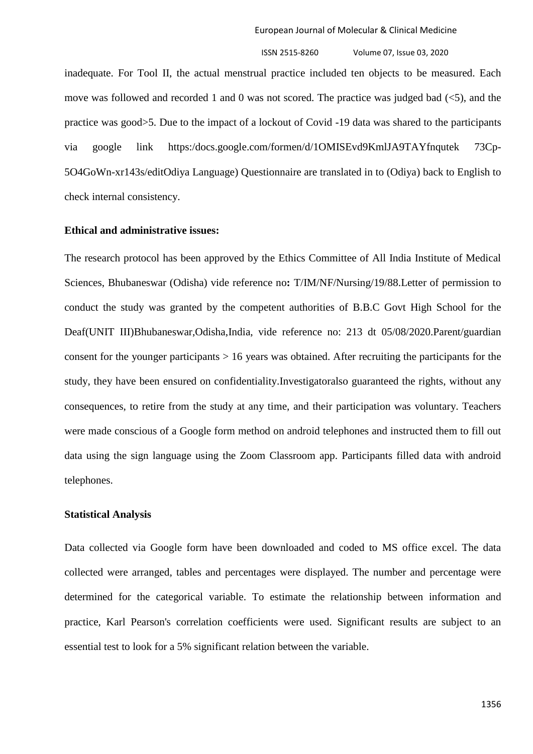inadequate. For Tool II, the actual menstrual practice included ten objects to be measured. Each move was followed and recorded 1 and 0 was not scored. The practice was judged bad (<5), and the practice was good>5. Due to the impact of a lockout of Covid -19 data was shared to the participants via google link https:/docs.google.com/formen/d/1OMISEvd9KmlJA9TAYfnqutek 73Cp-5O4GoWn-xr143s/editOdiya Language) Questionnaire are translated in to (Odiya) back to English to check internal consistency.

**Ethical and administrative issues:**

The research protocol has been approved by the Ethics Committee of All India Institute of Medical Sciences, Bhubaneswar (Odisha) vide reference no**:** T/IM/NF/Nursing/19/88.Letter of permission to conduct the study was granted by the competent authorities of B.B.C Govt High School for the Deaf(UNIT III)Bhubaneswar,Odisha,India, vide reference no: 213 dt 05/08/2020.Parent/guardian consent for the younger participants > 16 years was obtained. After recruiting the participants for the study, they have been ensured on confidentiality.Investigatoralso guaranteed the rights, without any consequences, to retire from the study at any time, and their participation was voluntary. Teachers were made conscious of a Google form method on android telephones and instructed them to fill out data using the sign language using the Zoom Classroom app. Participants filled data with android telephones.

**Statistical Analysis**

Data collected via Google form have been downloaded and coded to MS office excel. The data collected were arranged, tables and percentages were displayed. The number and percentage were determined for the categorical variable. To estimate the relationship between information and practice, Karl Pearson's correlation coefficients were used. Significant results are subject to an essential test to look for a 5% significant relation between the variable.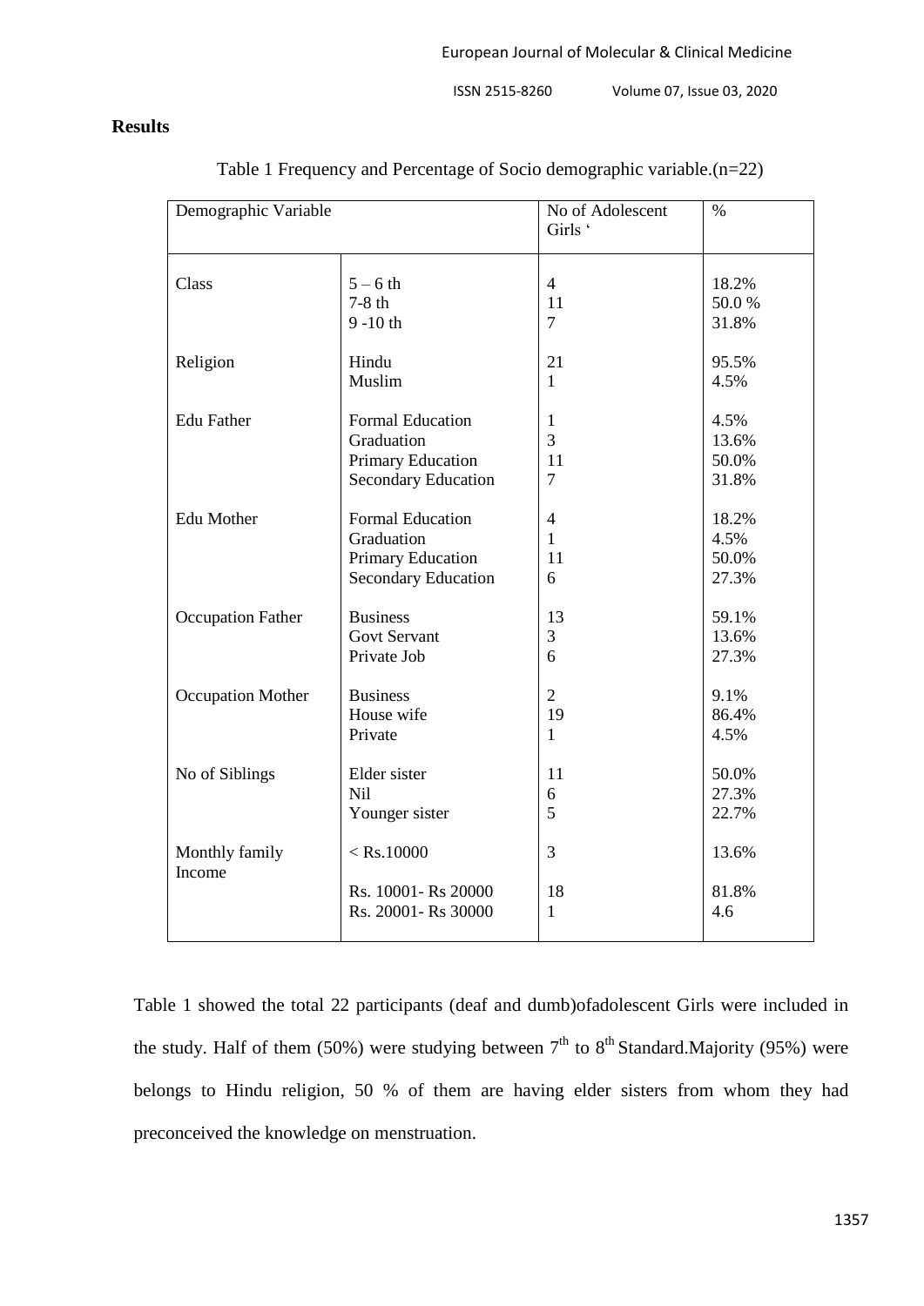## Results

Table 1 Frequency and Percentage of Socio demographic variable.(n=22)

| Demographic Variable | | No of Adolescent Girls ‘ | % |
|---|---|---|---|
| Class | 5 – 6 th | 4 | 18.2% |
| | 7-8 th | 11 | 50.0 % |
| | 9 -10 th | 7 | 31.8% |
| Religion | Hindu | 21 | 95.5% |
| | Muslim | 1 | 4.5% |
| Edu Father | Formal Education | 1 | 4.5% |
| | Graduation | 3 | 13.6% |
| | Primary Education | 11 | 50.0% |
| | Secondary Education | 7 | 31.8% |
| Edu Mother | Formal Education | 4 | 18.2% |
| | Graduation | 1 | 4.5% |
| | Primary Education | 11 | 50.0% |
| | Secondary Education | 6 | 27.3% |
| Occupation Father | Business | 13 | 59.1% |
| | Govt Servant | 3 | 13.6% |
| | Private Job | 6 | 27.3% |
| Occupation Mother | Business | 2 | 9.1% |
| | House wife | 19 | 86.4% |
| | Private | 1 | 4.5% |
| No of Siblings | Elder sister | 11 | 50.0% |
| | Nil | 6 | 27.3% |
| | Younger sister | 5 | 22.7% |
| Monthly family Income | < Rs.10000 | 3 | 13.6% |
| | Rs. 10001- Rs 20000 | 18 | 81.8% |
| | Rs. 20001- Rs 30000 | 1 | 4.6 |

Table 1 showed the total 22 participants (deaf and dumb)ofadolescent Girls were included in the study. Half of them (50%) were studying between 7th to 8th Standard.Majority (95%) were belongs to Hindu religion, 50 % of them are having elder sisters from whom they had preconceived the knowledge on menstruation.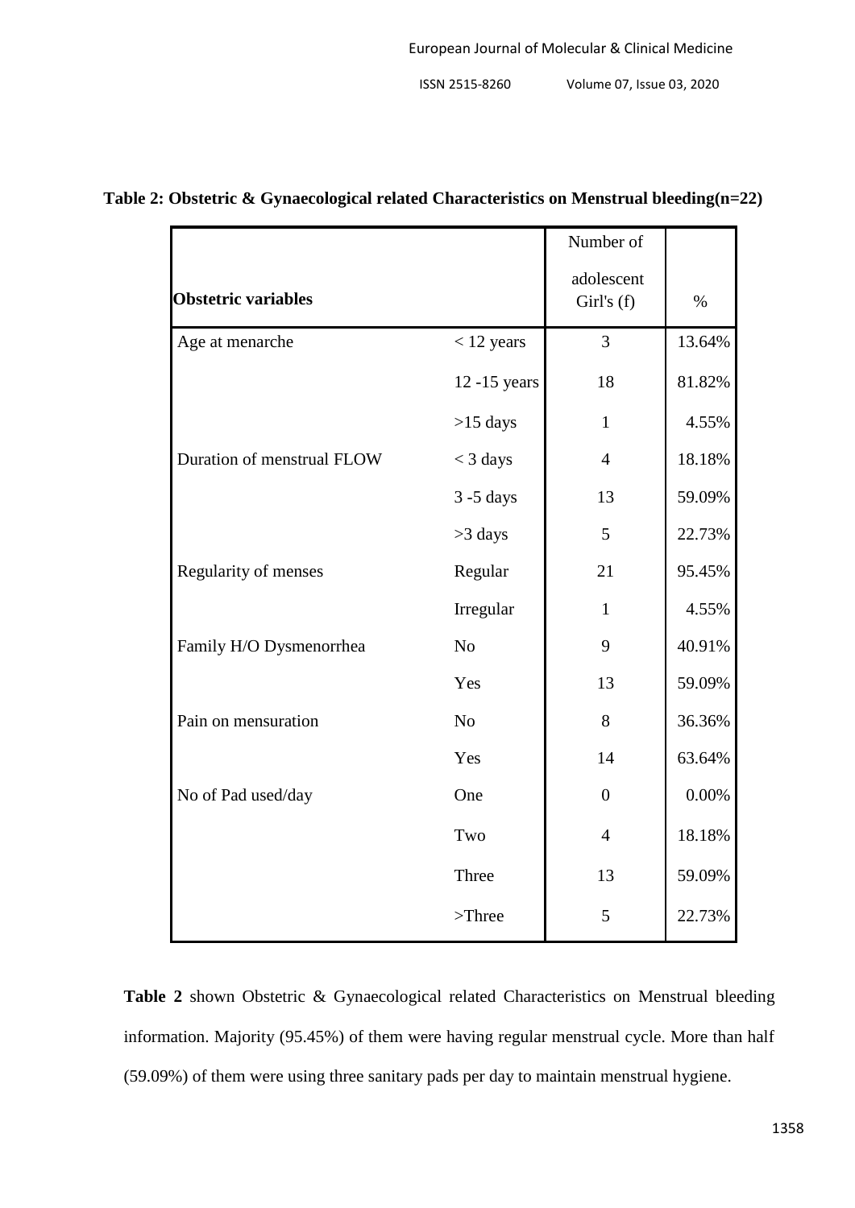**Table 2: Obstetric & Gynaecological related Characteristics on Menstrual bleeding(n=22)**

| Obstetric variables | | Number of adolescent Girl's (f) | % |
|---|---|---|---|
| Age at menarche | < 12 years | 3 | 13.64% |
| | 12 -15 years | 18 | 81.82% |
| | >15 days | 1 | 4.55% |
| Duration of menstrual FLOW | < 3 days | 4 | 18.18% |
| | 3 -5 days | 13 | 59.09% |
| | >3 days | 5 | 22.73% |
| Regularity of menses | Regular | 21 | 95.45% |
| | Irregular | 1 | 4.55% |
| Family H/O Dysmenorrhea | No | 9 | 40.91% |
| | Yes | 13 | 59.09% |
| Pain on mensuration | No | 8 | 36.36% |
| | Yes | 14 | 63.64% |
| No of Pad used/day | One | 0 | 0.00% |
| | Two | 4 | 18.18% |
| | Three | 13 | 59.09% |
| | >Three | 5 | 22.73% |

**Table 2** shown Obstetric & Gynaecological related Characteristics on Menstrual bleeding information. Majority (95.45%) of them were having regular menstrual cycle. More than half (59.09%) of them were using three sanitary pads per day to maintain menstrual hygiene.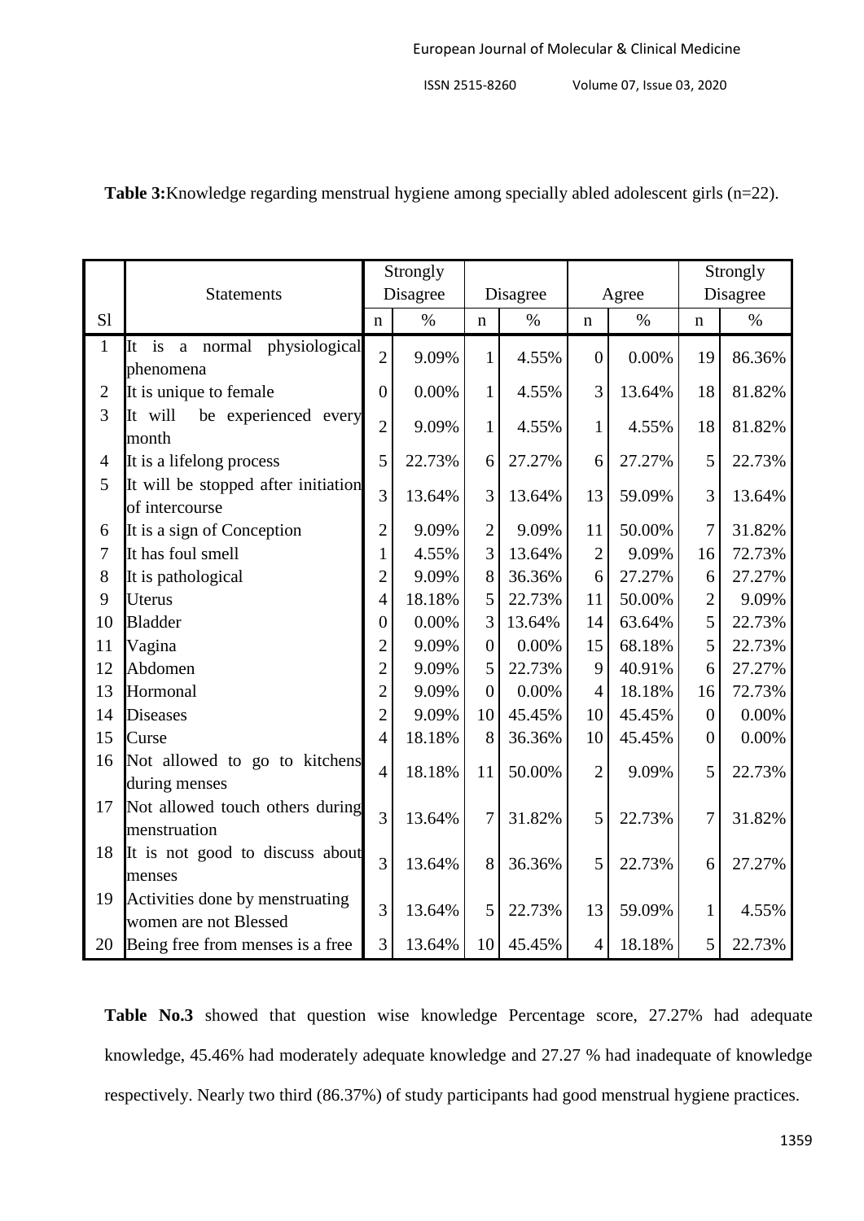**Table 3:**Knowledge regarding menstrual hygiene among specially abled adolescent girls (n=22).

| Sl | Statements | Strongly Disagree | | Disagree | | Agree | | Strongly Disagree | |
|---|---|---|---|---|---|---|---|---|---|
| | | n | % | n | % | n | % | n | % |
| 1 | It is a normal physiological phenomena | 2 | 9.09% | 1 | 4.55% | 0 | 0.00% | 19 | 86.36% |
| 2 | It is unique to female | 0 | 0.00% | 1 | 4.55% | 3 | 13.64% | 18 | 81.82% |
| 3 | It will be experienced every month | 2 | 9.09% | 1 | 4.55% | 1 | 4.55% | 18 | 81.82% |
| 4 | It is a lifelong process | 5 | 22.73% | 6 | 27.27% | 6 | 27.27% | 5 | 22.73% |
| 5 | It will be stopped after initiation of intercourse | 3 | 13.64% | 3 | 13.64% | 13 | 59.09% | 3 | 13.64% |
| 6 | It is a sign of Conception | 2 | 9.09% | 2 | 9.09% | 11 | 50.00% | 7 | 31.82% |
| 7 | It has foul smell | 1 | 4.55% | 3 | 13.64% | 2 | 9.09% | 16 | 72.73% |
| 8 | It is pathological | 2 | 9.09% | 8 | 36.36% | 6 | 27.27% | 6 | 27.27% |
| 9 | Uterus | 4 | 18.18% | 5 | 22.73% | 11 | 50.00% | 2 | 9.09% |
| 10 | Bladder | 0 | 0.00% | 3 | 13.64% | 14 | 63.64% | 5 | 22.73% |
| 11 | Vagina | 2 | 9.09% | 0 | 0.00% | 15 | 68.18% | 5 | 22.73% |
| 12 | Abdomen | 2 | 9.09% | 5 | 22.73% | 9 | 40.91% | 6 | 27.27% |
| 13 | Hormonal | 2 | 9.09% | 0 | 0.00% | 4 | 18.18% | 16 | 72.73% |
| 14 | Diseases | 2 | 9.09% | 10 | 45.45% | 10 | 45.45% | 0 | 0.00% |
| 15 | Curse | 4 | 18.18% | 8 | 36.36% | 10 | 45.45% | 0 | 0.00% |
| 16 | Not allowed to go to kitchens during menses | 4 | 18.18% | 11 | 50.00% | 2 | 9.09% | 5 | 22.73% |
| 17 | Not allowed touch others during menstruation | 3 | 13.64% | 7 | 31.82% | 5 | 22.73% | 7 | 31.82% |
| 18 | It is not good to discuss about menses | 3 | 13.64% | 8 | 36.36% | 5 | 22.73% | 6 | 27.27% |
| 19 | Activities done by menstruating women are not Blessed | 3 | 13.64% | 5 | 22.73% | 13 | 59.09% | 1 | 4.55% |
| 20 | Being free from menses is a free | 3 | 13.64% | 10 | 45.45% | 4 | 18.18% | 5 | 22.73% |

**Table No.3** showed that question wise knowledge Percentage score, 27.27% had adequate knowledge, 45.46% had moderately adequate knowledge and 27.27 % had inadequate of knowledge respectively. Nearly two third (86.37%) of study participants had good menstrual hygiene practices.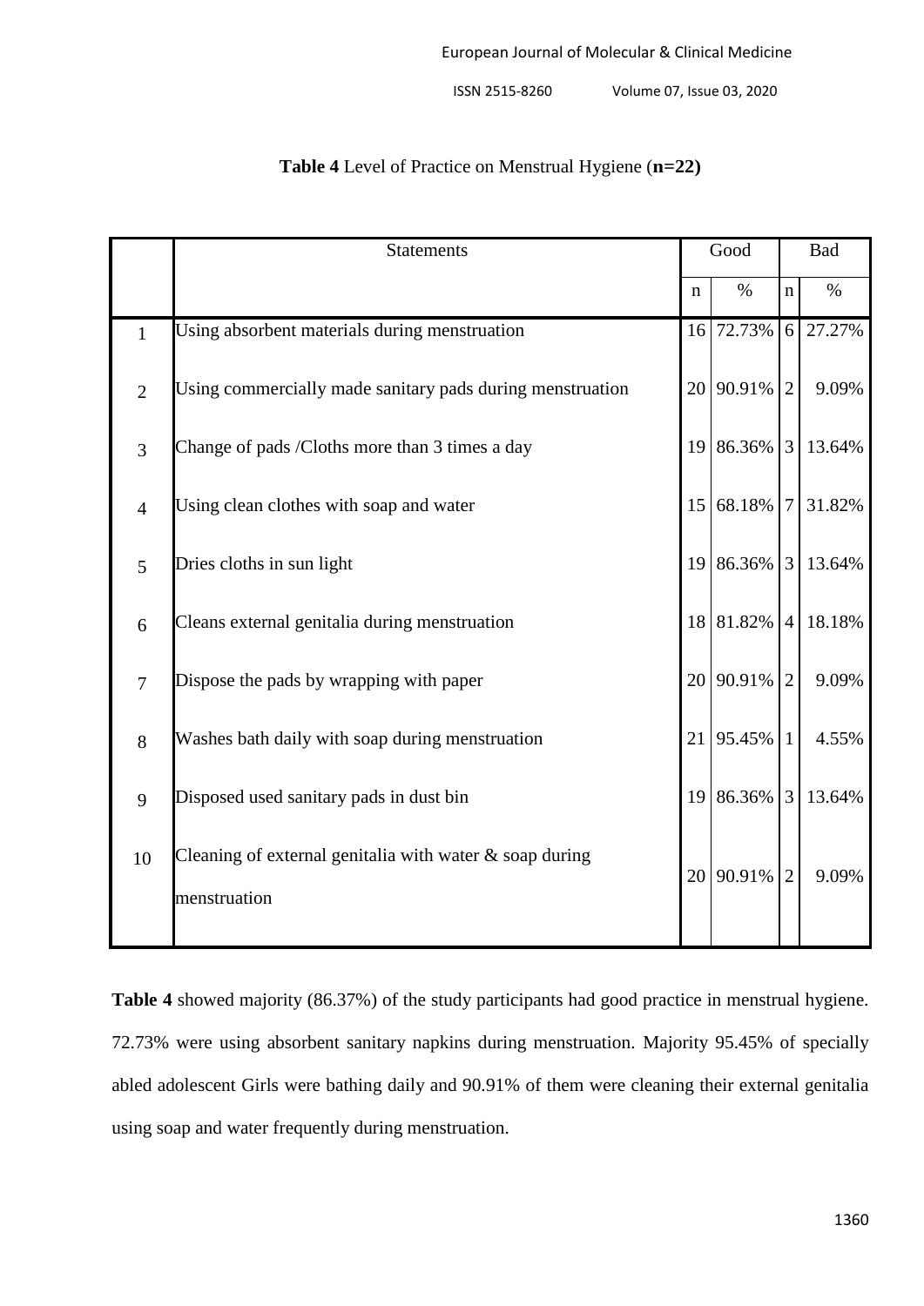**Table 4** Level of Practice on Menstrual Hygiene (**n=22)**

| | Statements | Good | | Bad | |
|---|---|---|---|---|---|
| | | n | % | n | % |
| 1 | Using absorbent materials during menstruation | 16 | 72.73% | 6 | 27.27% |
| 2 | Using commercially made sanitary pads during menstruation | 20 | 90.91% | 2 | 9.09% |
| 3 | Change of pads /Cloths more than 3 times a day | 19 | 86.36% | 3 | 13.64% |
| 4 | Using clean clothes with soap and water | 15 | 68.18% | 7 | 31.82% |
| 5 | Dries cloths in sun light | 19 | 86.36% | 3 | 13.64% |
| 6 | Cleans external genitalia during menstruation | 18 | 81.82% | 4 | 18.18% |
| 7 | Dispose the pads by wrapping with paper | 20 | 90.91% | 2 | 9.09% |
| 8 | Washes bath daily with soap during menstruation | 21 | 95.45% | 1 | 4.55% |
| 9 | Disposed used sanitary pads in dust bin | 19 | 86.36% | 3 | 13.64% |
| 10 | Cleaning of external genitalia with water & soap during menstruation | 20 | 90.91% | 2 | 9.09% |

**Table 4** showed majority (86.37%) of the study participants had good practice in menstrual hygiene. 72.73% were using absorbent sanitary napkins during menstruation. Majority 95.45% of specially abled adolescent Girls were bathing daily and 90.91% of them were cleaning their external genitalia using soap and water frequently during menstruation.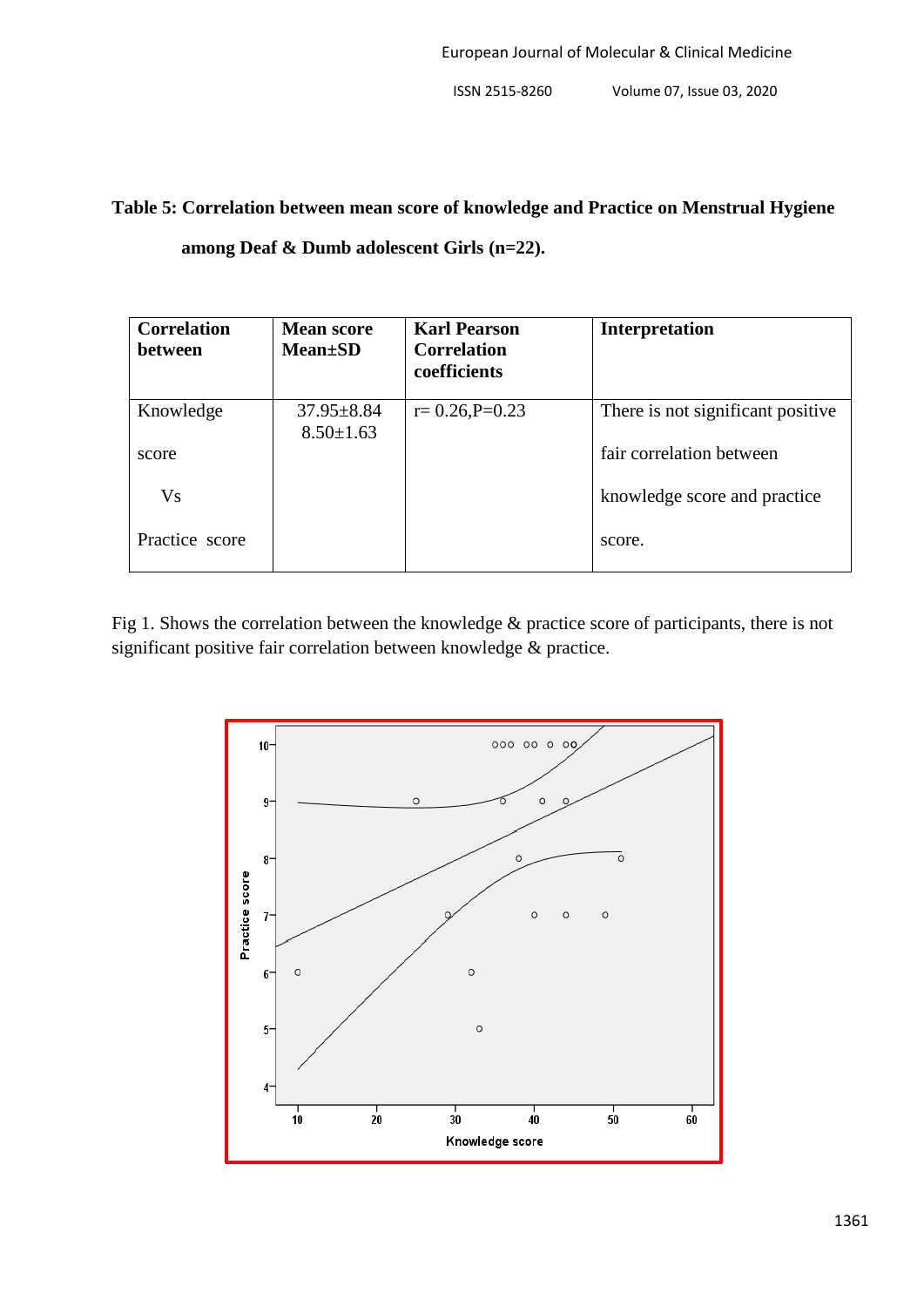**Table 5: Correlation between mean score of knowledge and Practice on Menstrual Hygiene among Deaf & Dumb adolescent Girls (n=22).**

| Correlation between | Mean score Mean±SD | Karl Pearson Correlation coefficients | Interpretation |
|---|---|---|---|
| Knowledge score Vs Practice score | 37.95±8.84<br>8.50±1.63 | r= 0.26,P=0.23 | There is not significant positive fair correlation between knowledge score and practice score. |

Fig 1. Shows the correlation between the knowledge & practice score of participants, there is not significant positive fair correlation between knowledge & practice.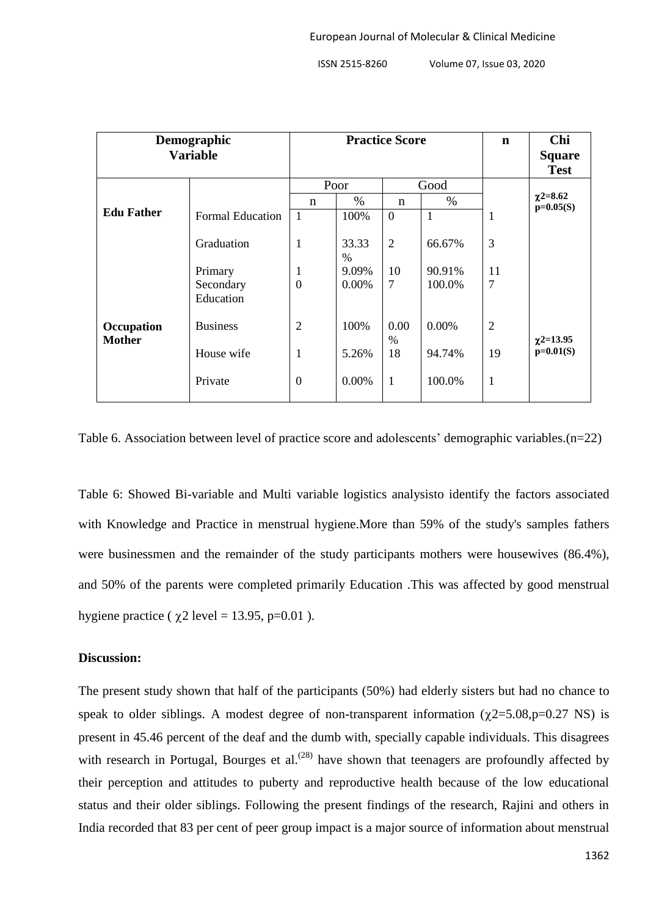| Demographic Variable | | Practice Score | | | | n | Chi Square Test |
|---|---|---|---|---|---|---|---|
| | | Poor | | Good | | | |
| | | n | % | n | % | | |
| **Edu Father** | Formal Education | 1 | 100% | 0 | 1 | 1 | **$\chi2$=8.62 p=0.05(S)** |
| | Graduation | 1 | 33.33 % | 2 | 66.67% | 3 | |
| | Primary | 1 | 9.09% | 10 | 90.91% | 11 | |
| | Secondary Education | 0 | 0.00% | 7 | 100.0% | 7 | |
| **Occupation Mother** | Business | 2 | 100% | 0.00 % | 0.00% | 2 | **$\chi2$=13.95 p=0.01(S)** |
| | House wife | 1 | 5.26% | 18 | 94.74% | 19 | |
| | Private | 0 | 0.00% | 1 | 100.0% | 1 | |

Table 6. Association between level of practice score and adolescents' demographic variables.(n=22)

Table 6: Showed Bi-variable and Multi variable logistics analysisto identify the factors associated with Knowledge and Practice in menstrual hygiene.More than 59% of the study's samples fathers were businessmen and the remainder of the study participants mothers were housewives (86.4%), and 50% of the parents were completed primarily Education .This was affected by good menstrual hygiene practice ( $\chi2$ level = 13.95, p=0.01 ).

**Discussion:**

The present study shown that half of the participants (50%) had elderly sisters but had no chance to speak to older siblings. A modest degree of non-transparent information ($\chi2$=5.08,p=0.27 NS) is present in 45.46 percent of the deaf and the dumb with, specially capable individuals. This disagrees with research in Portugal, Bourges et al.[28] have shown that teenagers are profoundly affected by their perception and attitudes to puberty and reproductive health because of the low educational status and their older siblings. Following the present findings of the research, Rajini and others in India recorded that 83 per cent of peer group impact is a major source of information about menstrual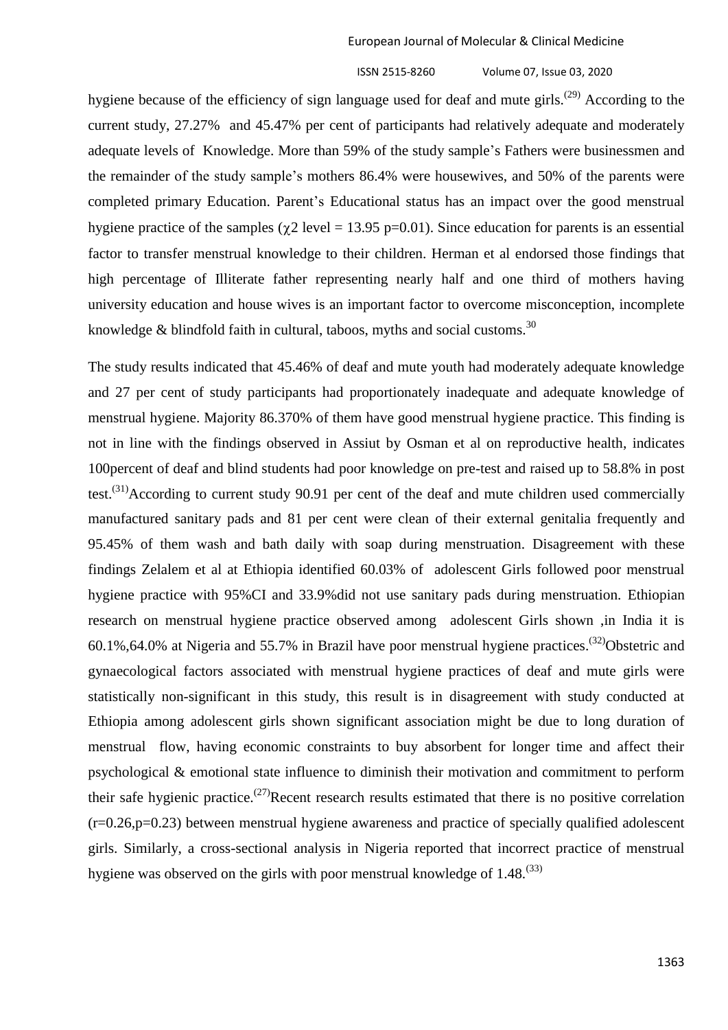hygiene because of the efficiency of sign language used for deaf and mute girls.[29] According to the current study, 27.27% and 45.47% per cent of participants had relatively adequate and moderately adequate levels of Knowledge. More than 59% of the study sample's Fathers were businessmen and the remainder of the study sample's mothers 86.4% were housewives, and 50% of the parents were completed primary Education. Parent's Educational status has an impact over the good menstrual hygiene practice of the samples ($\chi2$ level = 13.95 p=0.01). Since education for parents is an essential factor to transfer menstrual knowledge to their children. Herman et al endorsed those findings that high percentage of Illiterate father representing nearly half and one third of mothers having university education and house wives is an important factor to overcome misconception, incomplete knowledge & blindfold faith in cultural, taboos, myths and social customs.[30]

The study results indicated that 45.46% of deaf and mute youth had moderately adequate knowledge and 27 per cent of study participants had proportionately inadequate and adequate knowledge of menstrual hygiene. Majority 86.370% of them have good menstrual hygiene practice. This finding is not in line with the findings observed in Assiut by Osman et al on reproductive health, indicates 100percent of deaf and blind students had poor knowledge on pre-test and raised up to 58.8% in post test.[31]According to current study 90.91 per cent of the deaf and mute children used commercially manufactured sanitary pads and 81 per cent were clean of their external genitalia frequently and 95.45% of them wash and bath daily with soap during menstruation. Disagreement with these findings Zelalem et al at Ethiopia identified 60.03% of adolescent Girls followed poor menstrual hygiene practice with 95%CI and 33.9%did not use sanitary pads during menstruation. Ethiopian research on menstrual hygiene practice observed among adolescent Girls shown ,in India it is 60.1%,64.0% at Nigeria and 55.7% in Brazil have poor menstrual hygiene practices.[32]Obstetric and gynaecological factors associated with menstrual hygiene practices of deaf and mute girls were statistically non-significant in this study, this result is in disagreement with study conducted at Ethiopia among adolescent girls shown significant association might be due to long duration of menstrual flow, having economic constraints to buy absorbent for longer time and affect their psychological & emotional state influence to diminish their motivation and commitment to perform their safe hygienic practice.[27]Recent research results estimated that there is no positive correlation (r=0.26,p=0.23) between menstrual hygiene awareness and practice of specially qualified adolescent girls. Similarly, a cross-sectional analysis in Nigeria reported that incorrect practice of menstrual hygiene was observed on the girls with poor menstrual knowledge of 1.48.[33]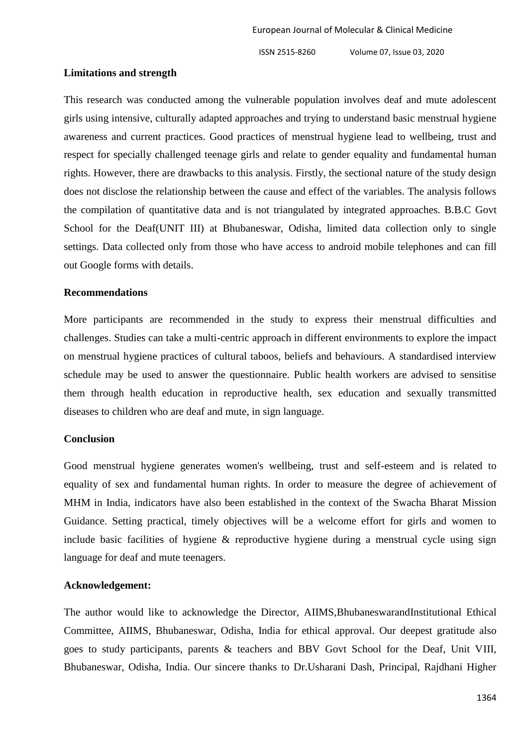### Limitations and strength

This research was conducted among the vulnerable population involves deaf and mute adolescent girls using intensive, culturally adapted approaches and trying to understand basic menstrual hygiene awareness and current practices. Good practices of menstrual hygiene lead to wellbeing, trust and respect for specially challenged teenage girls and relate to gender equality and fundamental human rights. However, there are drawbacks to this analysis. Firstly, the sectional nature of the study design does not disclose the relationship between the cause and effect of the variables. The analysis follows the compilation of quantitative data and is not triangulated by integrated approaches. B.B.C Govt School for the Deaf(UNIT III) at Bhubaneswar, Odisha, limited data collection only to single settings. Data collected only from those who have access to android mobile telephones and can fill out Google forms with details.

### Recommendations

More participants are recommended in the study to express their menstrual difficulties and challenges. Studies can take a multi-centric approach in different environments to explore the impact on menstrual hygiene practices of cultural taboos, beliefs and behaviours. A standardised interview schedule may be used to answer the questionnaire. Public health workers are advised to sensitise them through health education in reproductive health, sex education and sexually transmitted diseases to children who are deaf and mute, in sign language.

### Conclusion

Good menstrual hygiene generates women's wellbeing, trust and self-esteem and is related to equality of sex and fundamental human rights. In order to measure the degree of achievement of MHM in India, indicators have also been established in the context of the Swacha Bharat Mission Guidance. Setting practical, timely objectives will be a welcome effort for girls and women to include basic facilities of hygiene & reproductive hygiene during a menstrual cycle using sign language for deaf and mute teenagers.

### Acknowledgement:

The author would like to acknowledge the Director, AIIMS,BhubaneswarandInstitutional Ethical Committee, AIIMS, Bhubaneswar, Odisha, India for ethical approval. Our deepest gratitude also goes to study participants, parents & teachers and BBV Govt School for the Deaf, Unit VIII, Bhubaneswar, Odisha, India. Our sincere thanks to Dr.Usharani Dash, Principal, Rajdhani Higher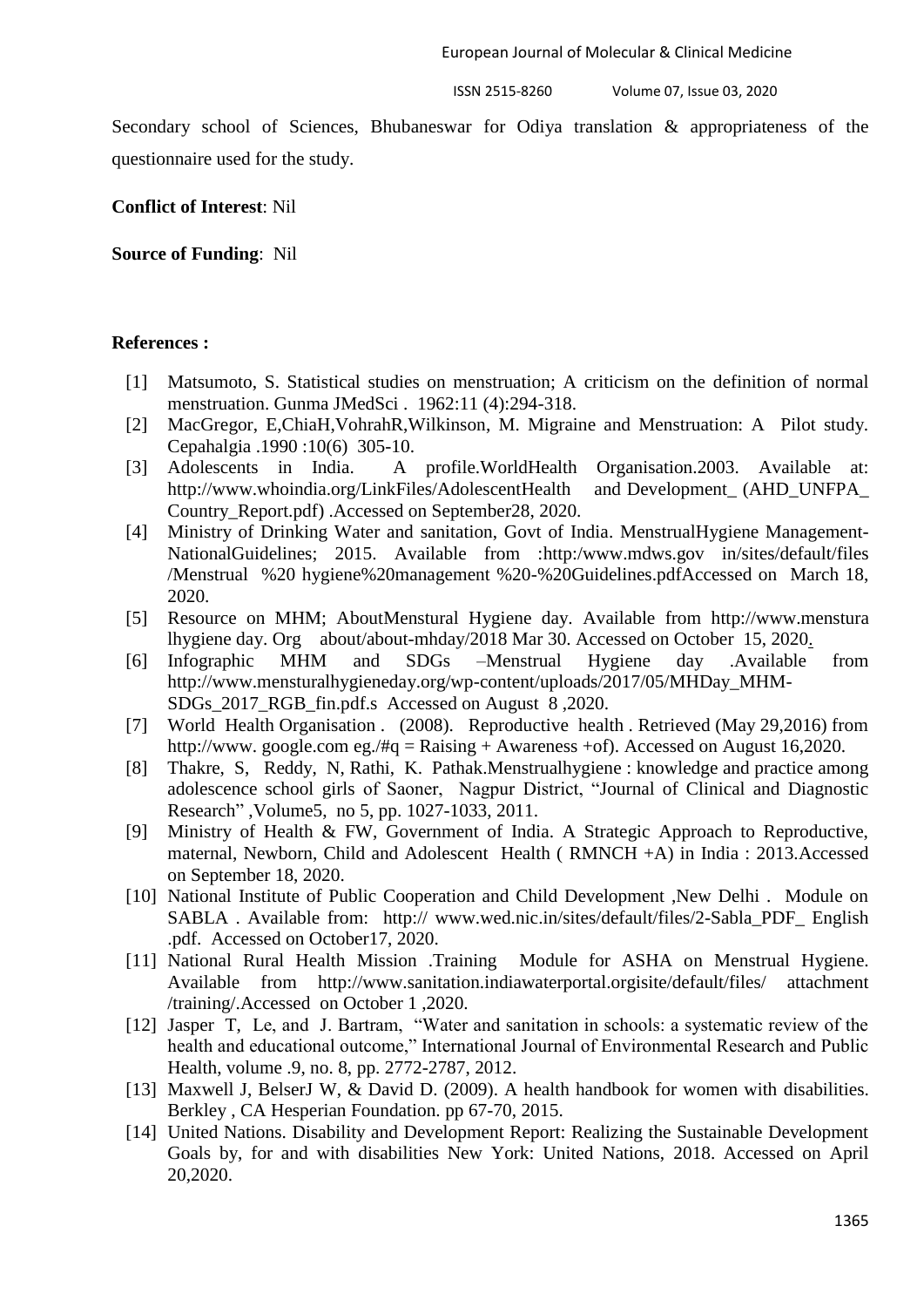Secondary school of Sciences, Bhubaneswar for Odiya translation & appropriateness of the questionnaire used for the study.

**Conflict of Interest**: Nil

**Source of Funding**: Nil

**References :**

[1] Matsumoto, S. Statistical studies on menstruation; A criticism on the definition of normal menstruation. Gunma JMedSci . 1962:11 (4):294-318.

[2] MacGregor, E,ChiaH,VohrahR,Wilkinson, M. Migraine and Menstruation: A Pilot study. Cepahalgia .1990 :10(6) 305-10.

[3] Adolescents in India. A profile.WorldHealth Organisation.2003. Available at: http://www.whoindia.org/LinkFiles/AdolescentHealth and Development_ (AHD_UNFPA_ Country_Report.pdf) .Accessed on September28, 2020.

[4] Ministry of Drinking Water and sanitation, Govt of India. MenstrualHygiene Management-NationalGuidelines; 2015. Available from :http:/www.mdws.gov in/sites/default/files /Menstrual %20 hygiene%20management %20-%20Guidelines.pdfAccessed on March 18, 2020.

[5] Resource on MHM; AboutMenstural Hygiene day. Available from http://www.menstura lhygiene day. Org about/about-mhday/2018 Mar 30. Accessed on October 15, 2020.

[6] Infographic MHM and SDGs –Menstrual Hygiene day .Available from http://www.mensturalhygieneday.org/wp-content/uploads/2017/05/MHDay_MHM-SDGs_2017_RGB_fin.pdf.s Accessed on August 8 ,2020.

[7] World Health Organisation . (2008). Reproductive health . Retrieved (May 29,2016) from http://www. google.com eg./#q = Raising + Awareness +of). Accessed on August 16,2020.

[8] Thakre, S, Reddy, N, Rathi, K. Pathak.Menstrualhygiene : knowledge and practice among adolescence school girls of Saoner, Nagpur District, "Journal of Clinical and Diagnostic Research" ,Volume5, no 5, pp. 1027-1033, 2011.

[9] Ministry of Health & FW, Government of India. A Strategic Approach to Reproductive, maternal, Newborn, Child and Adolescent Health ( RMNCH +A) in India : 2013.Accessed on September 18, 2020.

[10] National Institute of Public Cooperation and Child Development ,New Delhi . Module on SABLA . Available from: http:// www.wed.nic.in/sites/default/files/2-Sabla_PDF_ English .pdf. Accessed on October17, 2020.

[11] National Rural Health Mission .Training Module for ASHA on Menstrual Hygiene. Available from http://www.sanitation.indiawaterportal.orgisite/default/files/ attachment /training/.Accessed on October 1 ,2020.

[12] Jasper T, Le, and J. Bartram, "Water and sanitation in schools: a systematic review of the health and educational outcome," International Journal of Environmental Research and Public Health, volume .9, no. 8, pp. 2772-2787, 2012.

[13] Maxwell J, BelserJ W, & David D. (2009). A health handbook for women with disabilities. Berkley , CA Hesperian Foundation. pp 67-70, 2015.

[14] United Nations. Disability and Development Report: Realizing the Sustainable Development Goals by, for and with disabilities New York: United Nations, 2018. Accessed on April 20,2020.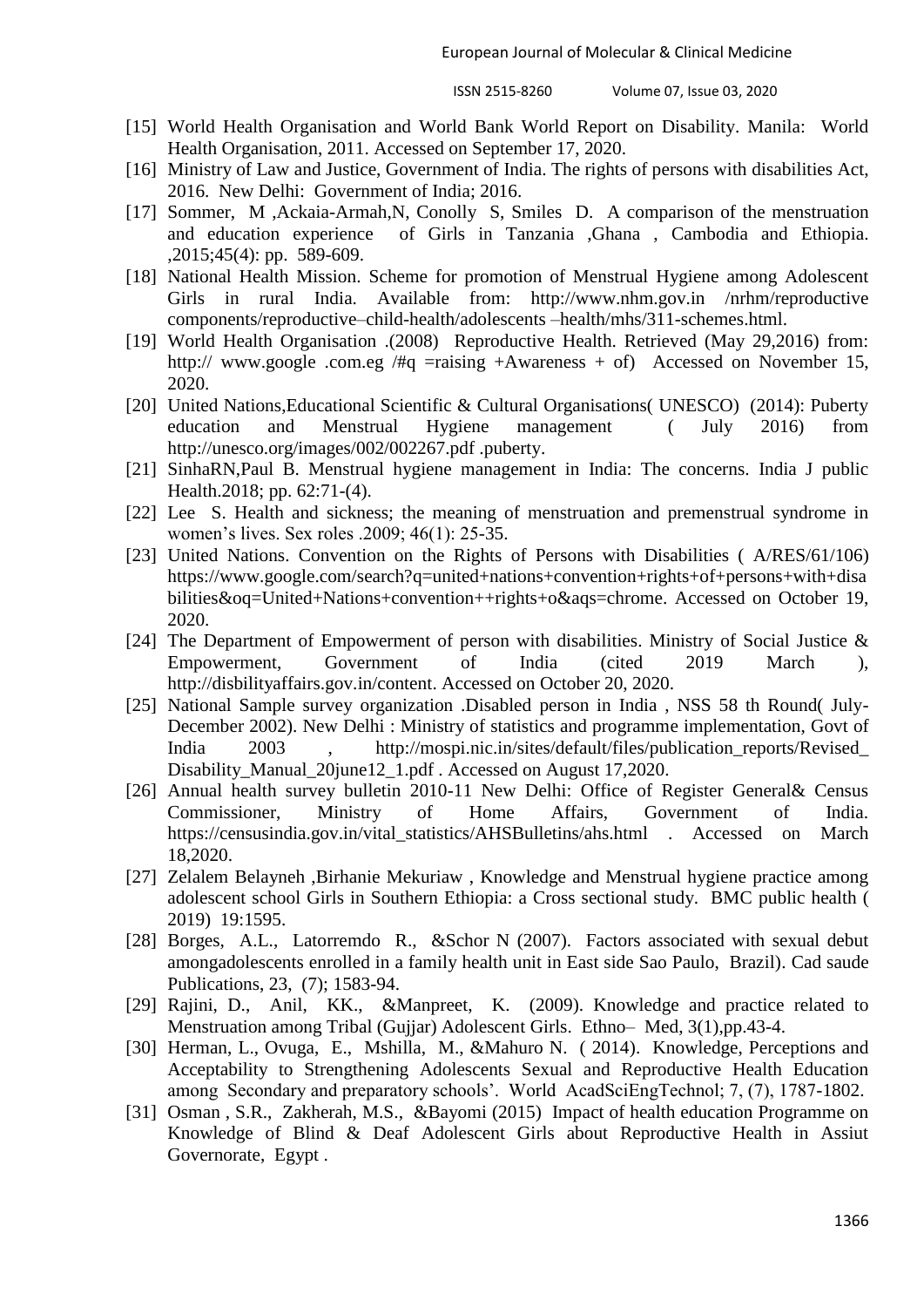[15] World Health Organisation and World Bank World Report on Disability. Manila: World Health Organisation, 2011. Accessed on September 17, 2020.

[16] Ministry of Law and Justice, Government of India. The rights of persons with disabilities Act, 2016. New Delhi: Government of India; 2016.

[17] Sommer, M ,Ackaia-Armah,N, Conolly S, Smiles D. A comparison of the menstruation and education experience of Girls in Tanzania ,Ghana , Cambodia and Ethiopia. ,2015;45(4): pp. 589-609.

[18] National Health Mission. Scheme for promotion of Menstrual Hygiene among Adolescent Girls in rural India. Available from: http://www.nhm.gov.in /nrhm/reproductive components/reproductive–child-health/adolescents –health/mhs/311-schemes.html.

[19] World Health Organisation .(2008) Reproductive Health. Retrieved (May 29,2016) from: http:// www.google .com.eg /#q =raising +Awareness + of) Accessed on November 15, 2020.

[20] United Nations,Educational Scientific & Cultural Organisations( UNESCO) (2014): Puberty education and Menstrual Hygiene management ( July 2016) from http://unesco.org/images/002/002267.pdf .puberty.

[21] SinhaRN,Paul B. Menstrual hygiene management in India: The concerns. India J public Health.2018; pp. 62:71-(4).

[22] Lee S. Health and sickness; the meaning of menstruation and premenstrual syndrome in women's lives. Sex roles .2009; 46(1): 25-35.

[23] United Nations. Convention on the Rights of Persons with Disabilities ( A/RES/61/106) https://www.google.com/search?q=united+nations+convention+rights+of+persons+with+disabilities&oq=United+Nations+convention++rights+o&aqs=chrome. Accessed on October 19, 2020.

[24] The Department of Empowerment of person with disabilities. Ministry of Social Justice & Empowerment, Government of India (cited 2019 March ), http://disbilityaffairs.gov.in/content. Accessed on October 20, 2020.

[25] National Sample survey organization .Disabled person in India , NSS 58 th Round( July-December 2002). New Delhi : Ministry of statistics and programme implementation, Govt of India 2003 , http://mospi.nic.in/sites/default/files/publication_reports/Revised_Disability_Manual_20june12_1.pdf . Accessed on August 17,2020.

[26] Annual health survey bulletin 2010-11 New Delhi: Office of Register General& Census Commissioner, Ministry of Home Affairs, Government of India. https://censusindia.gov.in/vital_statistics/AHSBulletins/ahs.html . Accessed on March 18,2020.

[27] Zelalem Belayneh ,Birhanie Mekuriaw , Knowledge and Menstrual hygiene practice among adolescent school Girls in Southern Ethiopia: a Cross sectional study. BMC public health ( 2019) 19:1595.

[28] Borges, A.L., Latorremdo R., &Schor N (2007). Factors associated with sexual debut amongadolescents enrolled in a family health unit in East side Sao Paulo, Brazil). Cad saude Publications, 23, (7); 1583-94.

[29] Rajini, D., Anil, KK., &Manpreet, K. (2009). Knowledge and practice related to Menstruation among Tribal (Gujjar) Adolescent Girls. Ethno– Med, 3(1),pp.43-4.

[30] Herman, L., Ovuga, E., Mshilla, M., &Mahuro N. ( 2014). Knowledge, Perceptions and Acceptability to Strengthening Adolescents Sexual and Reproductive Health Education among Secondary and preparatory schools'. World AcadSciEngTechnol; 7, (7), 1787-1802.

[31] Osman , S.R., Zakherah, M.S., &Bayomi (2015) Impact of health education Programme on Knowledge of Blind & Deaf Adolescent Girls about Reproductive Health in Assiut Governorate, Egypt .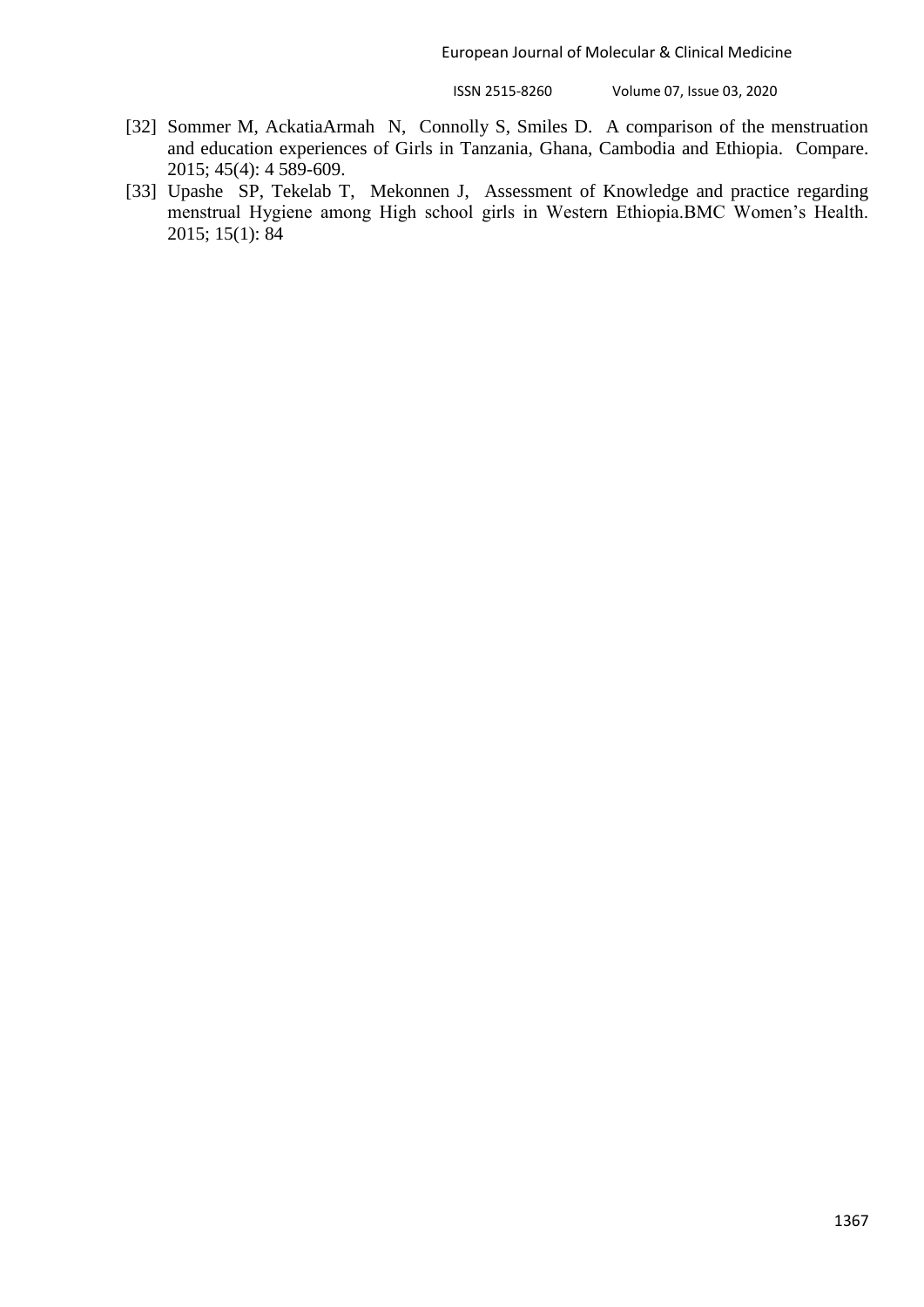[32] Sommer M, AckatiaArmah N, Connolly S, Smiles D. A comparison of the menstruation and education experiences of Girls in Tanzania, Ghana, Cambodia and Ethiopia. Compare. 2015; 45(4): 4 589-609.

[33] Upashe SP, Tekelab T, Mekonnen J, Assessment of Knowledge and practice regarding menstrual Hygiene among High school girls in Western Ethiopia.BMC Women's Health. 2015; 15(1): 84